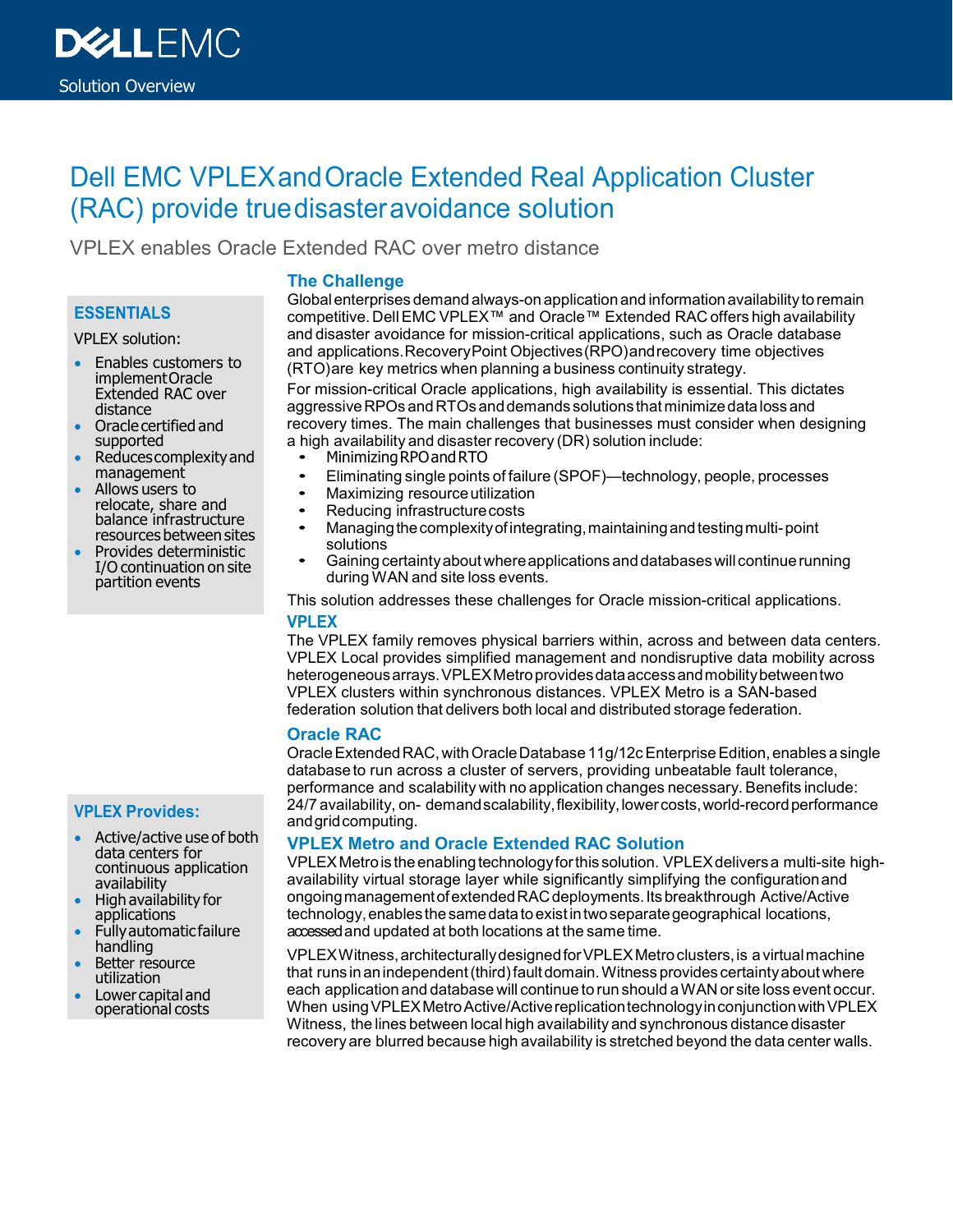# Dell EMC VPLEX and Oracle Extended Real Application Cluster (RAC) provide true disaster avoidance solution

VPLEX enables Oracle Extended RAC over metro distance

### ESSENTIALS

VPLEX solution:

- Enables customers to implement Oracle Extended RAC over distance
- Oracle certified and supported
- Reduces complexity and management
- Allows users to relocate, share and balance infrastructure resources between sites
- Provides deterministic I/O continuation on site partition events

### VPLEX Provides:

- Active/active use of both data centers for continuous application availability
- High availability for applications
- Fully automatic failure handling
- Better resource utilization
- Lower capital and operational costs

## The Challenge

Global enterprises demand always-on application and information availability to remain competitive. Dell EMC VPLEX™ and Oracle™ Extended RAC offers high availability and disaster avoidance for mission-critical applications, such as Oracle database and applications. Recovery Point Objectives (RPO) and recovery time objectives (RTO) are key metrics when planning a business continuity strategy.

For mission-critical Oracle applications, high availability is essential. This dictates aggressive RPOs and RTOs and demands solutions that minimize data loss and recovery times. The main challenges that businesses must consider when designing a high availability and disaster recovery (DR) solution include:

- Minimizing RPO and RTO
- Eliminating single points of failure (SPOF)—technology, people, processes
- Maximizing resource utilization
- Reducing infrastructure costs
- Managing the complexity of integrating, maintaining and testing multi-point solutions
- Gaining certainty about where applications and databases will continue running during WAN and site loss events.

This solution addresses these challenges for Oracle mission-critical applications.

## VPLEX

The VPLEX family removes physical barriers within, across and between data centers. VPLEX Local provides simplified management and nondisruptive data mobility across heterogeneous arrays. VPLEX Metro provides data access and mobility between two VPLEX clusters within synchronous distances. VPLEX Metro is a SAN-based federation solution that delivers both local and distributed storage federation.

## Oracle RAC

Oracle Extended RAC, with Oracle Database 11g/12c Enterprise Edition, enables a single database to run across a cluster of servers, providing unbeatable fault tolerance, performance and scalability with no application changes necessary. Benefits include: 24/7 availability, on- demand scalability, flexibility, lower costs, world-record performance and grid computing.

## VPLEX Metro and Oracle Extended RAC Solution

VPLEX Metro is the enabling technology for this solution. VPLEX delivers a multi-site high-availability virtual storage layer while significantly simplifying the configuration and ongoing management of extended RAC deployments. Its breakthrough Active/Active technology, enables the same data to exist in two separate geographical locations, accessed and updated at both locations at the same time.

VPLEX Witness, architecturally designed for VPLEX Metro clusters, is a virtual machine that runs in an independent (third) fault domain. Witness provides certainty about where each application and database will continue to run should a WAN or site loss event occur. When using VPLEX Metro Active/Active replication technology in conjunction with VPLEX Witness, the lines between local high availability and synchronous distance disaster recovery are blurred because high availability is stretched beyond the data center walls.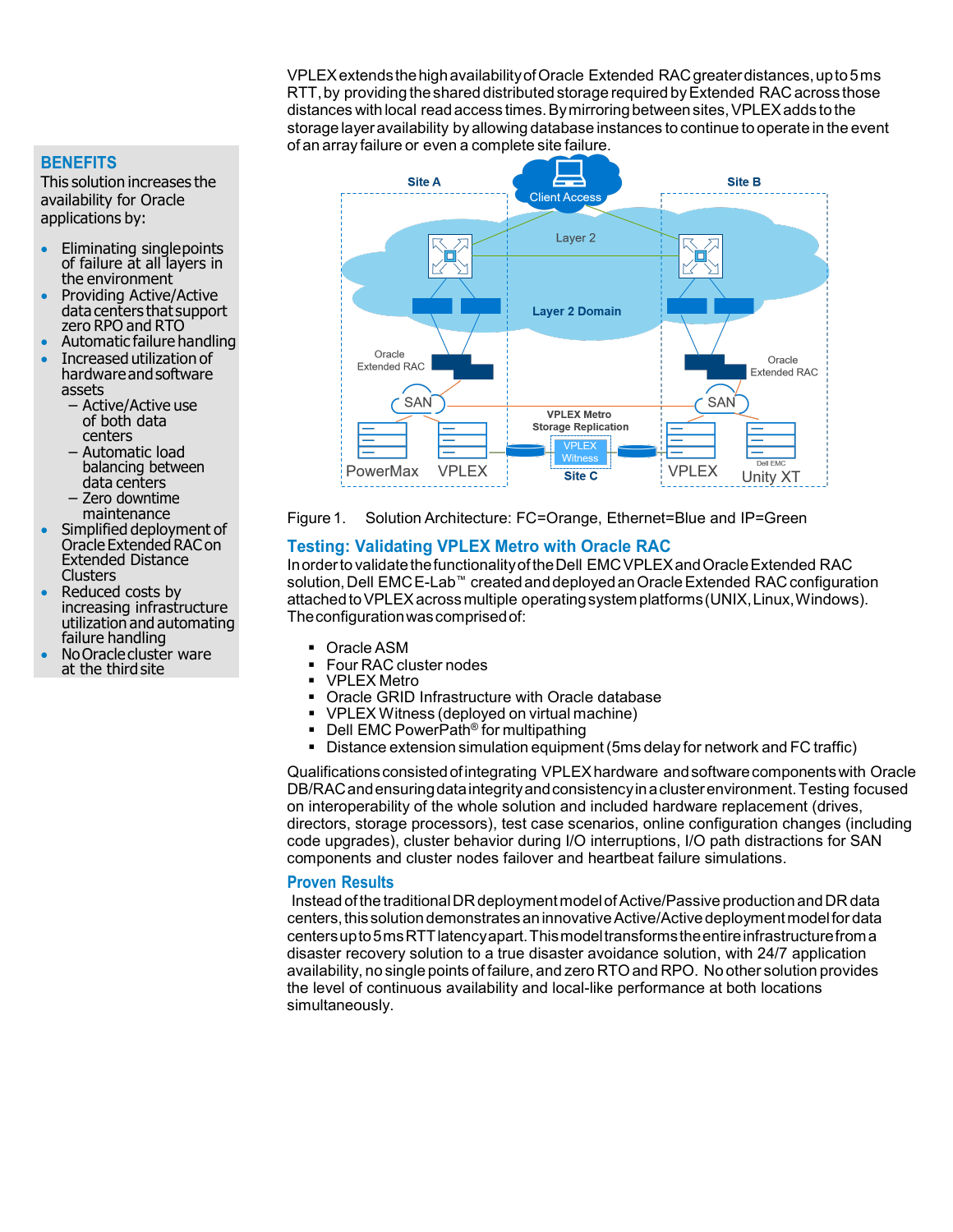## BENEFITS

This solution increases the availability for Oracle applications by:

- Eliminating single points of failure at all layers in the environment
- Providing Active/Active data centers that support zero RPO and RTO
- Automatic failure handling
- Increased utilization of hardware and software assets
  - Active/Active use of both data centers
  - Automatic load balancing between data centers
  - Zero downtime maintenance
- Simplified deployment of Oracle Extended RAC on Extended Distance Clusters
- Reduced costs by increasing infrastructure utilization and automating failure handling
- No Oracle cluster ware at the third site

VPLEX extends the high availability of Oracle Extended RAC greater distances, up to 5 ms RTT, by providing the shared distributed storage required by Extended RAC across those distances with local read access times. By mirroring between sites, VPLEX adds to the storage layer availability by allowing database instances to continue to operate in the event of an array failure or even a complete site failure.

Figure 1. Solution Architecture: FC=Orange, Ethernet=Blue and IP=Green

## Testing: Validating VPLEX Metro with Oracle RAC

In order to validate the functionality of the Dell EMC VPLEX and Oracle Extended RAC solution, Dell EMC E-Lab™ created and deployed an Oracle Extended RAC configuration attached to VPLEX across multiple operating system platforms (UNIX, Linux, Windows). The configuration was comprised of:

- Oracle ASM
- Four RAC cluster nodes
- VPLEX Metro
- Oracle GRID Infrastructure with Oracle database
- VPLEX Witness (deployed on virtual machine)
- Dell EMC PowerPath® for multipathing
- Distance extension simulation equipment (5ms delay for network and FC traffic)

Qualifications consisted of integrating VPLEX hardware and software components with Oracle DB/RAC and ensuring data integrity and consistency in a cluster environment. Testing focused on interoperability of the whole solution and included hardware replacement (drives, directors, storage processors), test case scenarios, online configuration changes (including code upgrades), cluster behavior during I/O interruptions, I/O path distractions for SAN components and cluster nodes failover and heartbeat failure simulations.

## Proven Results

Instead of the traditional DR deployment model of Active/Passive production and DR data centers, this solution demonstrates an innovative Active/Active deployment model for data centers up to 5 ms RTT latency apart. This model transforms the entire infrastructure from a disaster recovery solution to a true disaster avoidance solution, with 24/7 application availability, no single points of failure, and zero RTO and RPO. No other solution provides the level of continuous availability and local-like performance at both locations simultaneously.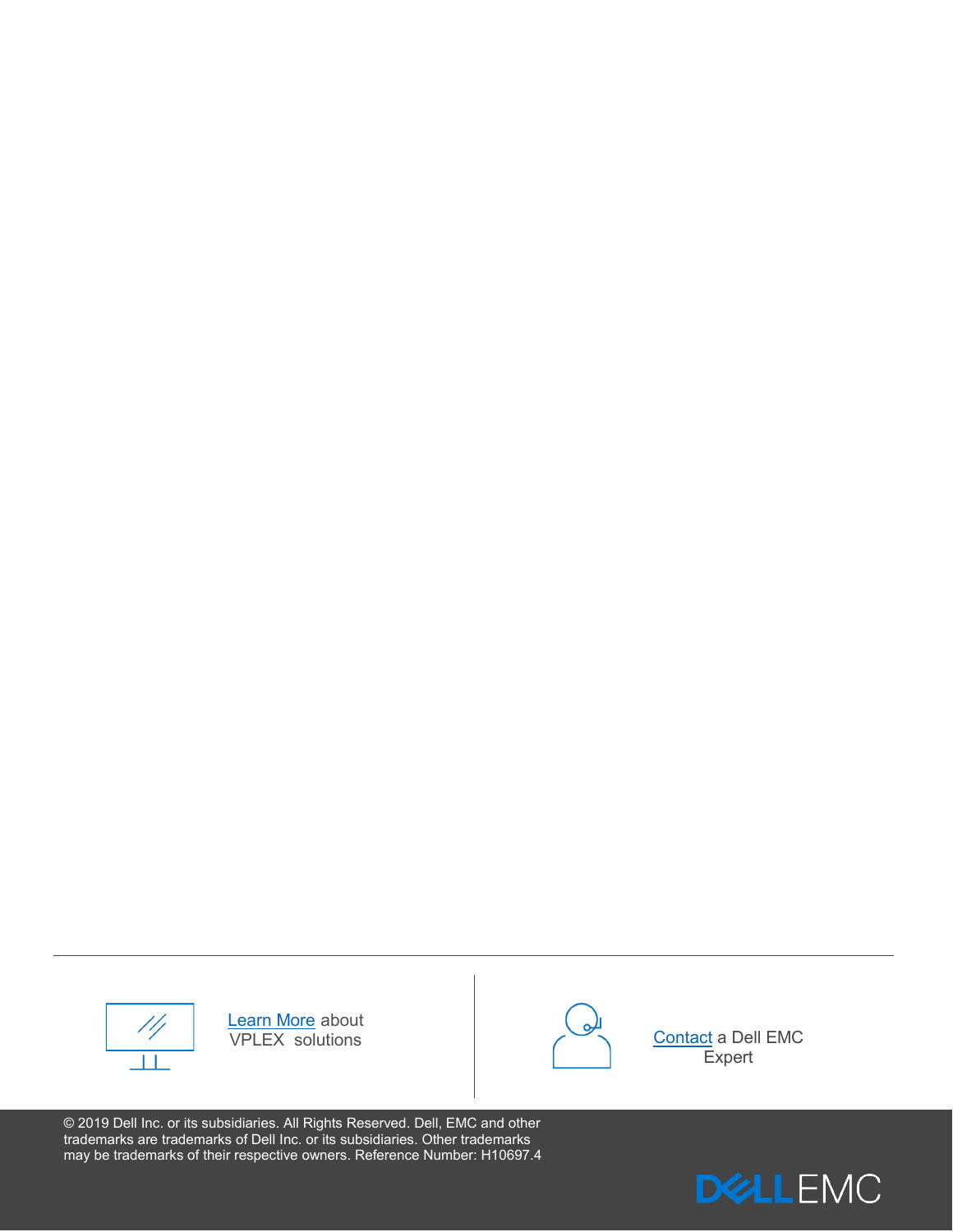Learn More about VPLEX solutions

Contact a Dell EMC Expert

© 2019 Dell Inc. or its subsidiaries. All Rights Reserved. Dell, EMC and other trademarks are trademarks of Dell Inc. or its subsidiaries. Other trademarks may be trademarks of their respective owners. Reference Number: H10697.4